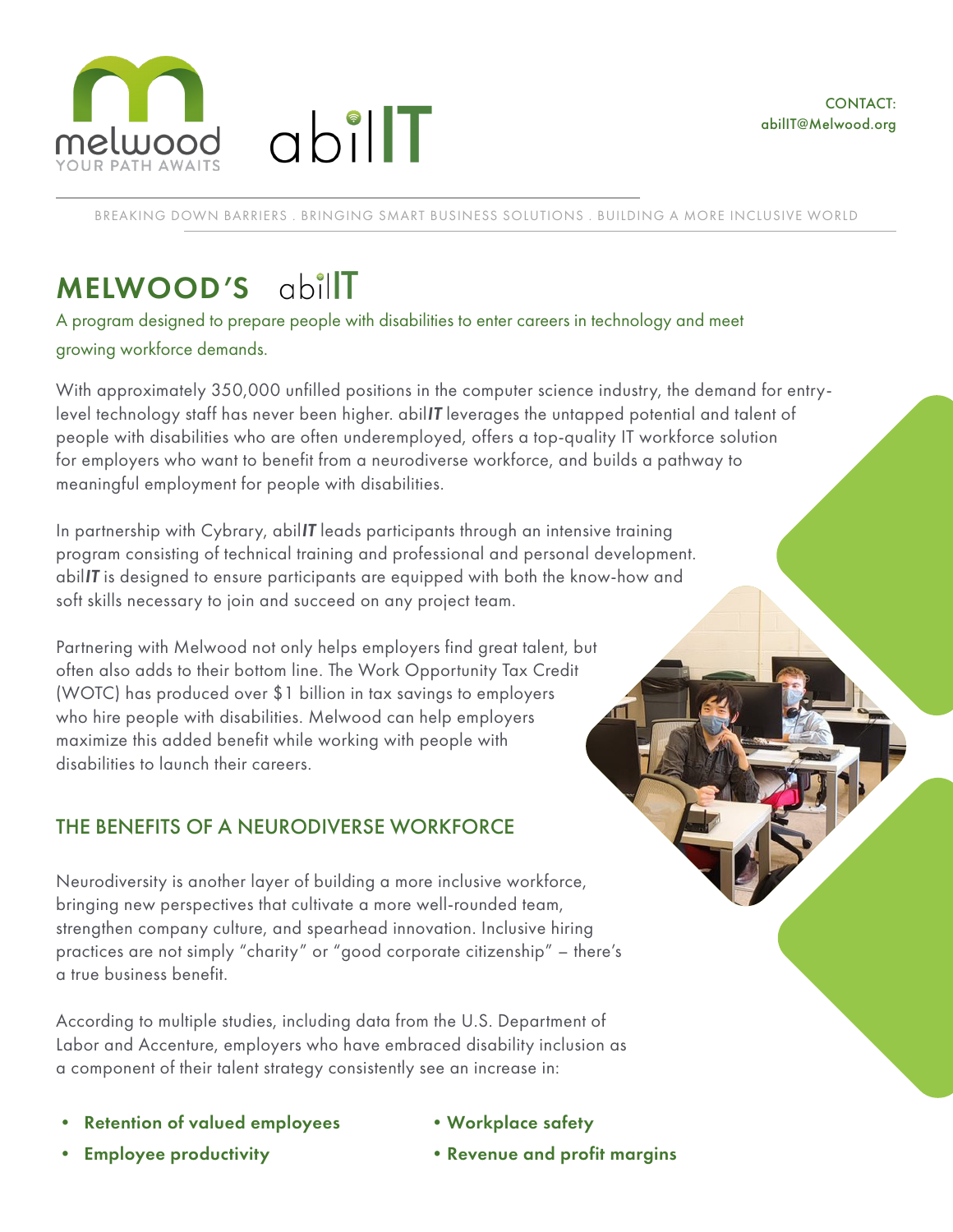melwood
YOUR PATH AWAITS

abilIT

CONTACT:
abilIT@Melwood.org

BREAKING DOWN BARRIERS . BRINGING SMART BUSINESS SOLUTIONS . BUILDING A MORE INCLUSIVE WORLD

# MELWOOD'S abilIT

A program designed to prepare people with disabilities to enter careers in technology and meet growing workforce demands.

With approximately 350,000 unfilled positions in the computer science industry, the demand for entry-level technology staff has never been higher. abil*IT* leverages the untapped potential and talent of people with disabilities who are often underemployed, offers a top-quality IT workforce solution for employers who want to benefit from a neurodiverse workforce, and builds a pathway to meaningful employment for people with disabilities.

In partnership with Cybrary, abil*IT* leads participants through an intensive training program consisting of technical training and professional and personal development. abil*IT* is designed to ensure participants are equipped with both the know-how and soft skills necessary to join and succeed on any project team.

Partnering with Melwood not only helps employers find great talent, but often also adds to their bottom line. The Work Opportunity Tax Credit (WOTC) has produced over $1 billion in tax savings to employers who hire people with disabilities. Melwood can help employers maximize this added benefit while working with people with disabilities to launch their careers.

## THE BENEFITS OF A NEURODIVERSE WORKFORCE

Neurodiversity is another layer of building a more inclusive workforce, bringing new perspectives that cultivate a more well-rounded team, strengthen company culture, and spearhead innovation. Inclusive hiring practices are not simply "charity" or "good corporate citizenship" – there's a true business benefit.

According to multiple studies, including data from the U.S. Department of Labor and Accenture, employers who have embraced disability inclusion as a component of their talent strategy consistently see an increase in:

- **Retention of valued employees**
- **Employee productivity**
- **Workplace safety**
- **Revenue and profit margins**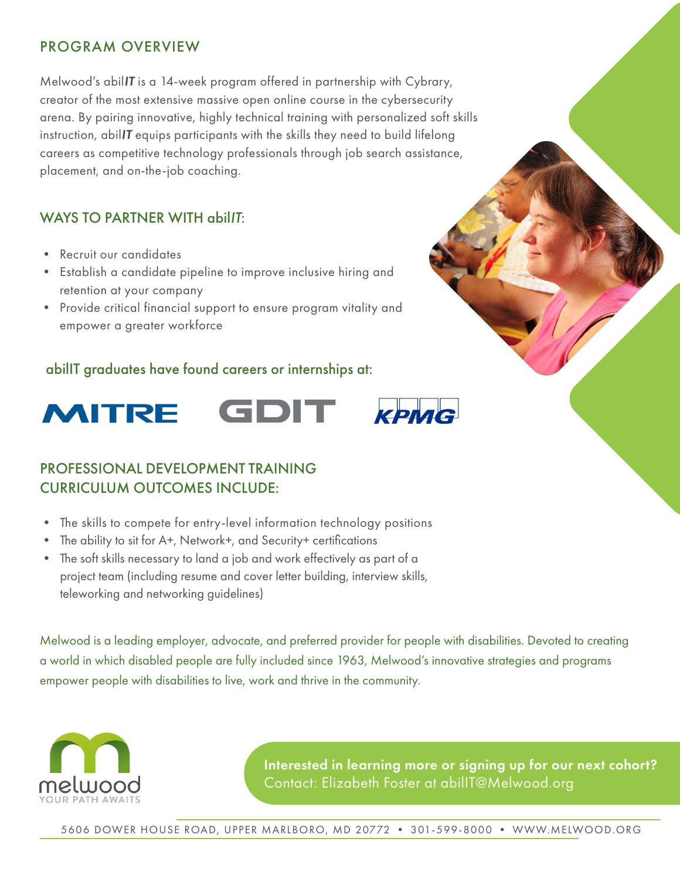## PROGRAM OVERVIEW

Melwood's abil***IT*** is a 14-week program offered in partnership with Cybrary, creator of the most extensive massive open online course in the cybersecurity arena. By pairing innovative, highly technical training with personalized soft skills instruction, abil***IT*** equips participants with the skills they need to build lifelong careers as competitive technology professionals through job search assistance, placement, and on-the-job coaching.

## WAYS TO PARTNER WITH abil*IT*:

- Recruit our candidates
- Establish a candidate pipeline to improve inclusive hiring and retention at your company
- Provide critical financial support to ensure program vitality and empower a greater workforce

### abilIT graduates have found careers or internships at:

MITRE GDIT KPMG

## PROFESSIONAL DEVELOPMENT TRAINING CURRICULUM OUTCOMES INCLUDE:

- The skills to compete for entry-level information technology positions
- The ability to sit for A+, Network+, and Security+ certifications
- The soft skills necessary to land a job and work effectively as part of a project team (including resume and cover letter building, interview skills, teleworking and networking guidelines)

Melwood is a leading employer, advocate, and preferred provider for people with disabilities. Devoted to creating a world in which disabled people are fully included since 1963, Melwood's innovative strategies and programs empower people with disabilities to live, work and thrive in the community.

melwood
YOUR PATH AWAITS

**Interested in learning more or signing up for our next cohort?**
Contact: Elizabeth Foster at abilIT@Melwood.org

5606 DOWER HOUSE ROAD, UPPER MARLBORO, MD 20772 • 301-599-8000 • WWW.MELWOOD.ORG